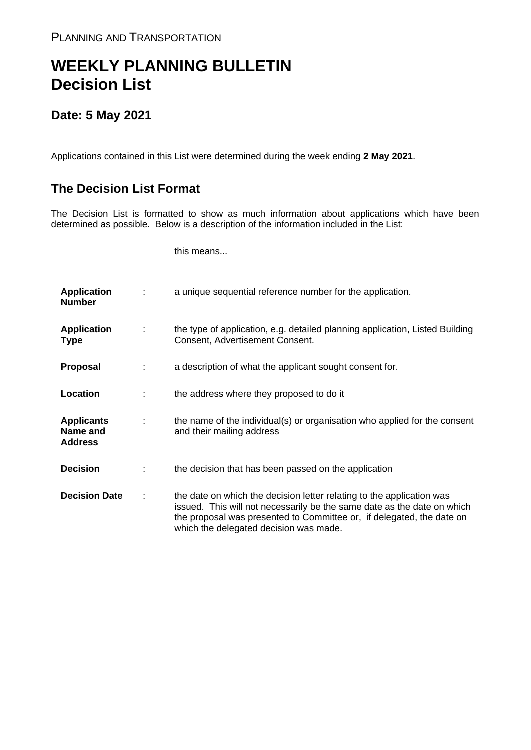PLANNING AND TRANSPORTATION

# WEEKLY PLANNING BULLETIN
# Decision List

## Date: 5 May 2021

Applications contained in this List were determined during the week ending **2 May 2021**.

## The Decision List Format

The Decision List is formatted to show as much information about applications which have been determined as possible. Below is a description of the information included in the List:

| | | this means... |
|---|---|---|
| **Application Number** | : | a unique sequential reference number for the application. |
| **Application Type** | : | the type of application, e.g. detailed planning application, Listed Building Consent, Advertisement Consent. |
| **Proposal** | : | a description of what the applicant sought consent for. |
| **Location** | : | the address where they proposed to do it |
| **Applicants Name and Address** | : | the name of the individual(s) or organisation who applied for the consent and their mailing address |
| **Decision** | : | the decision that has been passed on the application |
| **Decision Date** | : | the date on which the decision letter relating to the application was issued. This will not necessarily be the same date as the date on which the proposal was presented to Committee or, if delegated, the date on which the delegated decision was made. |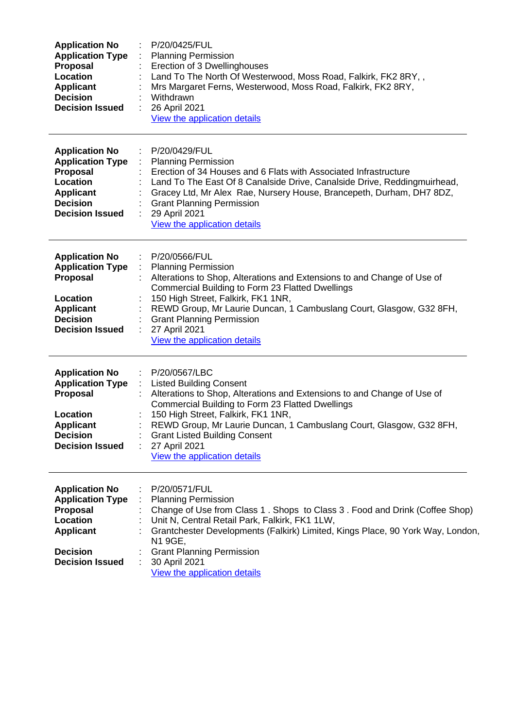**Application No** : P/20/0425/FUL
**Application Type** : Planning Permission
**Proposal** : Erection of 3 Dwellinghouses
**Location** : Land To The North Of Westerwood, Moss Road, Falkirk, FK2 8RY, ,
**Applicant** : Mrs Margaret Ferns, Westerwood, Moss Road, Falkirk, FK2 8RY,
**Decision** : Withdrawn
**Decision Issued** : 26 April 2021
View the application details

---

**Application No** : P/20/0429/FUL
**Application Type** : Planning Permission
**Proposal** : Erection of 34 Houses and 6 Flats with Associated Infrastructure
**Location** : Land To The East Of 8 Canalside Drive, Canalside Drive, Reddingmuirhead,
**Applicant** : Gracey Ltd, Mr Alex Rae, Nursery House, Brancepeth, Durham, DH7 8DZ,
**Decision** : Grant Planning Permission
**Decision Issued** : 29 April 2021
View the application details

---

**Application No** : P/20/0566/FUL
**Application Type** : Planning Permission
**Proposal** : Alterations to Shop, Alterations and Extensions to and Change of Use of Commercial Building to Form 23 Flatted Dwellings
**Location** : 150 High Street, Falkirk, FK1 1NR,
**Applicant** : REWD Group, Mr Laurie Duncan, 1 Cambuslang Court, Glasgow, G32 8FH,
**Decision** : Grant Planning Permission
**Decision Issued** : 27 April 2021
View the application details

---

**Application No** : P/20/0567/LBC
**Application Type** : Listed Building Consent
**Proposal** : Alterations to Shop, Alterations and Extensions to and Change of Use of Commercial Building to Form 23 Flatted Dwellings
**Location** : 150 High Street, Falkirk, FK1 1NR,
**Applicant** : REWD Group, Mr Laurie Duncan, 1 Cambuslang Court, Glasgow, G32 8FH,
**Decision** : Grant Listed Building Consent
**Decision Issued** : 27 April 2021
View the application details

---

**Application No** : P/20/0571/FUL
**Application Type** : Planning Permission
**Proposal** : Change of Use from Class 1 . Shops to Class 3 . Food and Drink (Coffee Shop)
**Location** : Unit N, Central Retail Park, Falkirk, FK1 1LW,
**Applicant** : Grantchester Developments (Falkirk) Limited, Kings Place, 90 York Way, London, N1 9GE,
**Decision** : Grant Planning Permission
**Decision Issued** : 30 April 2021
View the application details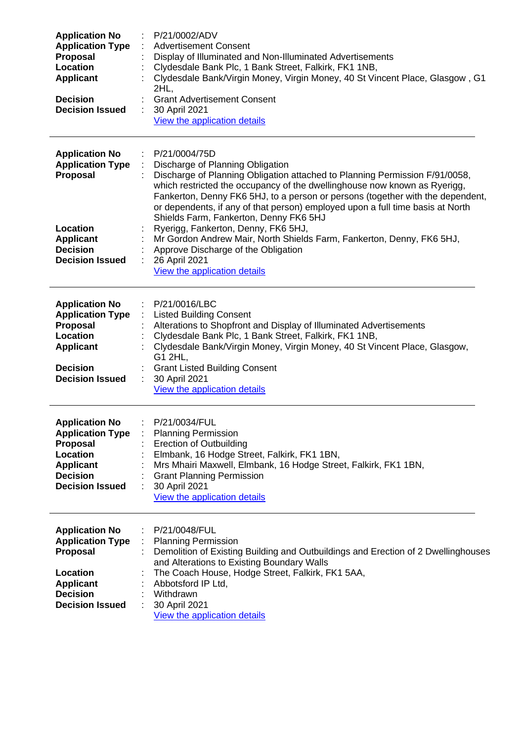| | | |
|---|---|---|
| **Application No** | : | P/21/0002/ADV |
| **Application Type** | : | Advertisement Consent |
| **Proposal** | : | Display of Illuminated and Non-Illuminated Advertisements |
| **Location** | : | Clydesdale Bank Plc, 1 Bank Street, Falkirk, FK1 1NB, |
| **Applicant** | : | Clydesdale Bank/Virgin Money, Virgin Money, 40 St Vincent Place, Glasgow , G1 2HL, |
| **Decision** | : | Grant Advertisement Consent |
| **Decision Issued** | : | 30 April 2021 |
| | | View the application details |

---

| | | |
|---|---|---|
| **Application No** | : | P/21/0004/75D |
| **Application Type** | : | Discharge of Planning Obligation |
| **Proposal** | : | Discharge of Planning Obligation attached to Planning Permission F/91/0058, which restricted the occupancy of the dwellinghouse now known as Ryerigg, Fankerton, Denny FK6 5HJ, to a person or persons (together with the dependent, or dependents, if any of that person) employed upon a full time basis at North Shields Farm, Fankerton, Denny FK6 5HJ |
| **Location** | : | Ryerigg, Fankerton, Denny, FK6 5HJ, |
| **Applicant** | : | Mr Gordon Andrew Mair, North Shields Farm, Fankerton, Denny, FK6 5HJ, |
| **Decision** | : | Approve Discharge of the Obligation |
| **Decision Issued** | : | 26 April 2021 |
| | | View the application details |

---

| | | |
|---|---|---|
| **Application No** | : | P/21/0016/LBC |
| **Application Type** | : | Listed Building Consent |
| **Proposal** | : | Alterations to Shopfront and Display of Illuminated Advertisements |
| **Location** | : | Clydesdale Bank Plc, 1 Bank Street, Falkirk, FK1 1NB, |
| **Applicant** | : | Clydesdale Bank/Virgin Money, Virgin Money, 40 St Vincent Place, Glasgow, G1 2HL, |
| **Decision** | : | Grant Listed Building Consent |
| **Decision Issued** | : | 30 April 2021 |
| | | View the application details |

---

| | | |
|---|---|---|
| **Application No** | : | P/21/0034/FUL |
| **Application Type** | : | Planning Permission |
| **Proposal** | : | Erection of Outbuilding |
| **Location** | : | Elmbank, 16 Hodge Street, Falkirk, FK1 1BN, |
| **Applicant** | : | Mrs Mhairi Maxwell, Elmbank, 16 Hodge Street, Falkirk, FK1 1BN, |
| **Decision** | : | Grant Planning Permission |
| **Decision Issued** | : | 30 April 2021 |
| | | View the application details |

---

| | | |
|---|---|---|
| **Application No** | : | P/21/0048/FUL |
| **Application Type** | : | Planning Permission |
| **Proposal** | : | Demolition of Existing Building and Outbuildings and Erection of 2 Dwellinghouses and Alterations to Existing Boundary Walls |
| **Location** | : | The Coach House, Hodge Street, Falkirk, FK1 5AA, |
| **Applicant** | : | Abbotsford IP Ltd, |
| **Decision** | : | Withdrawn |
| **Decision Issued** | : | 30 April 2021 |
| | | View the application details |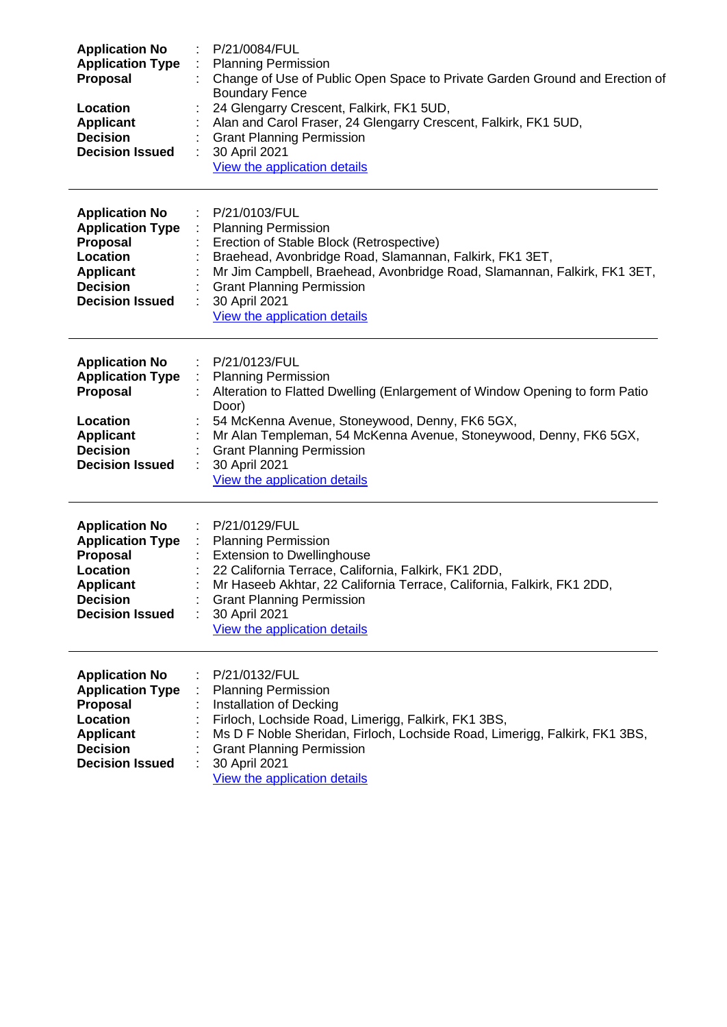| | | |
|---|---|---|
| **Application No** | : | P/21/0084/FUL |
| **Application Type** | : | Planning Permission |
| **Proposal** | : | Change of Use of Public Open Space to Private Garden Ground and Erection of Boundary Fence |
| **Location** | : | 24 Glengarry Crescent, Falkirk, FK1 5UD, |
| **Applicant** | : | Alan and Carol Fraser, 24 Glengarry Crescent, Falkirk, FK1 5UD, |
| **Decision** | : | Grant Planning Permission |
| **Decision Issued** | : | 30 April 2021 |
| | | View the application details |

---

| | | |
|---|---|---|
| **Application No** | : | P/21/0103/FUL |
| **Application Type** | : | Planning Permission |
| **Proposal** | : | Erection of Stable Block (Retrospective) |
| **Location** | : | Braehead, Avonbridge Road, Slamannan, Falkirk, FK1 3ET, |
| **Applicant** | : | Mr Jim Campbell, Braehead, Avonbridge Road, Slamannan, Falkirk, FK1 3ET, |
| **Decision** | : | Grant Planning Permission |
| **Decision Issued** | : | 30 April 2021 |
| | | View the application details |

---

| | | |
|---|---|---|
| **Application No** | : | P/21/0123/FUL |
| **Application Type** | : | Planning Permission |
| **Proposal** | : | Alteration to Flatted Dwelling (Enlargement of Window Opening to form Patio Door) |
| **Location** | : | 54 McKenna Avenue, Stoneywood, Denny, FK6 5GX, |
| **Applicant** | : | Mr Alan Templeman, 54 McKenna Avenue, Stoneywood, Denny, FK6 5GX, |
| **Decision** | : | Grant Planning Permission |
| **Decision Issued** | : | 30 April 2021 |
| | | View the application details |

---

| | | |
|---|---|---|
| **Application No** | : | P/21/0129/FUL |
| **Application Type** | : | Planning Permission |
| **Proposal** | : | Extension to Dwellinghouse |
| **Location** | : | 22 California Terrace, California, Falkirk, FK1 2DD, |
| **Applicant** | : | Mr Haseeb Akhtar, 22 California Terrace, California, Falkirk, FK1 2DD, |
| **Decision** | : | Grant Planning Permission |
| **Decision Issued** | : | 30 April 2021 |
| | | View the application details |

---

| | | |
|---|---|---|
| **Application No** | : | P/21/0132/FUL |
| **Application Type** | : | Planning Permission |
| **Proposal** | : | Installation of Decking |
| **Location** | : | Firloch, Lochside Road, Limerigg, Falkirk, FK1 3BS, |
| **Applicant** | : | Ms D F Noble Sheridan, Firloch, Lochside Road, Limerigg, Falkirk, FK1 3BS, |
| **Decision** | : | Grant Planning Permission |
| **Decision Issued** | : | 30 April 2021 |
| | | View the application details |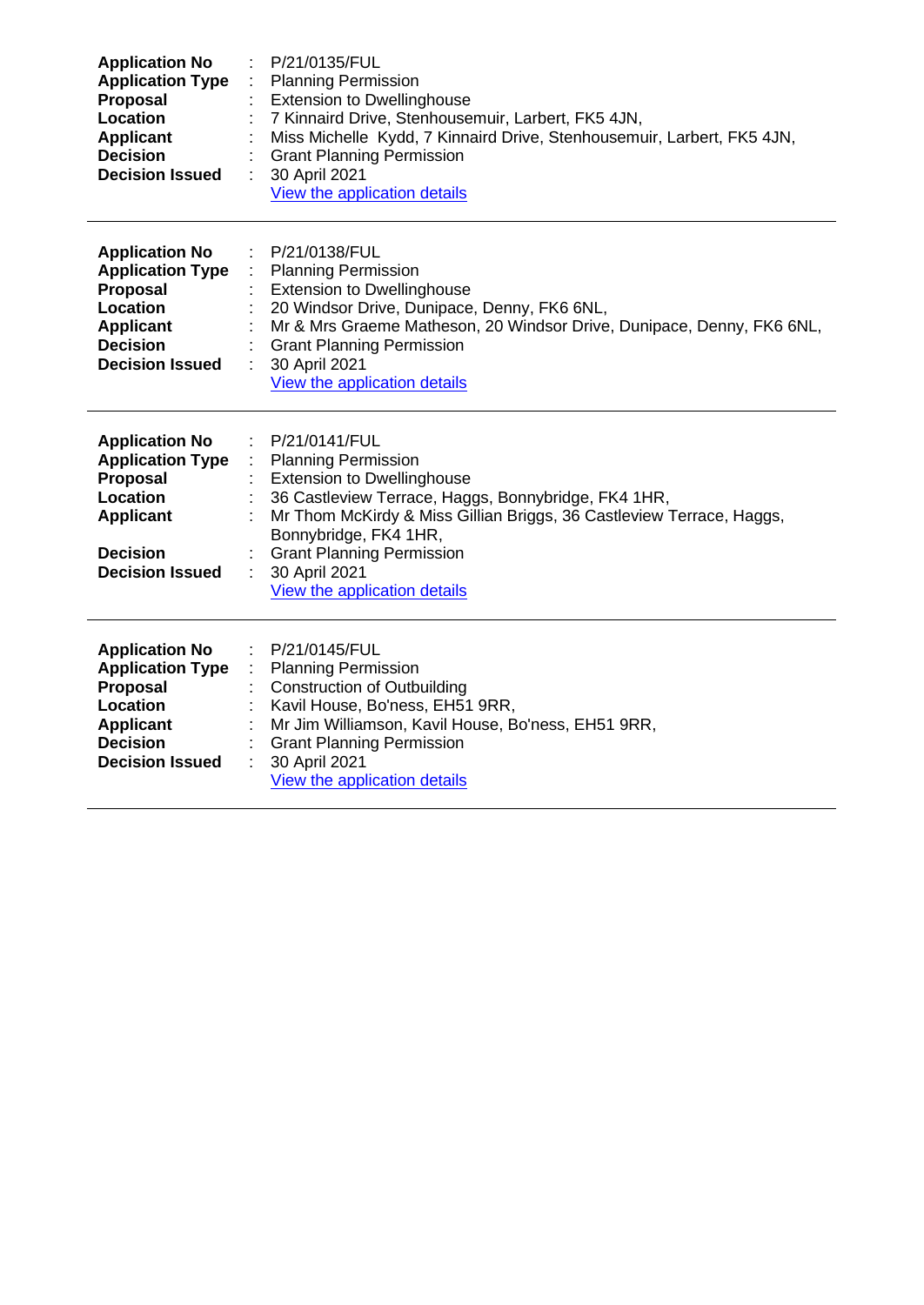| | | |
|---|---|---|
| **Application No** | : | P/21/0135/FUL |
| **Application Type** | : | Planning Permission |
| **Proposal** | : | Extension to Dwellinghouse |
| **Location** | : | 7 Kinnaird Drive, Stenhousemuir, Larbert, FK5 4JN, |
| **Applicant** | : | Miss Michelle Kydd, 7 Kinnaird Drive, Stenhousemuir, Larbert, FK5 4JN, |
| **Decision** | : | Grant Planning Permission |
| **Decision Issued** | : | 30 April 2021 |
| | | View the application details |

---

| | | |
|---|---|---|
| **Application No** | : | P/21/0138/FUL |
| **Application Type** | : | Planning Permission |
| **Proposal** | : | Extension to Dwellinghouse |
| **Location** | : | 20 Windsor Drive, Dunipace, Denny, FK6 6NL, |
| **Applicant** | : | Mr & Mrs Graeme Matheson, 20 Windsor Drive, Dunipace, Denny, FK6 6NL, |
| **Decision** | : | Grant Planning Permission |
| **Decision Issued** | : | 30 April 2021 |
| | | View the application details |

---

| | | |
|---|---|---|
| **Application No** | : | P/21/0141/FUL |
| **Application Type** | : | Planning Permission |
| **Proposal** | : | Extension to Dwellinghouse |
| **Location** | : | 36 Castleview Terrace, Haggs, Bonnybridge, FK4 1HR, |
| **Applicant** | : | Mr Thom McKirdy & Miss Gillian Briggs, 36 Castleview Terrace, Haggs, Bonnybridge, FK4 1HR, |
| **Decision** | : | Grant Planning Permission |
| **Decision Issued** | : | 30 April 2021 |
| | | View the application details |

---

| | | |
|---|---|---|
| **Application No** | : | P/21/0145/FUL |
| **Application Type** | : | Planning Permission |
| **Proposal** | : | Construction of Outbuilding |
| **Location** | : | Kavil House, Bo'ness, EH51 9RR, |
| **Applicant** | : | Mr Jim Williamson, Kavil House, Bo'ness, EH51 9RR, |
| **Decision** | : | Grant Planning Permission |
| **Decision Issued** | : | 30 April 2021 |
| | | View the application details |

---